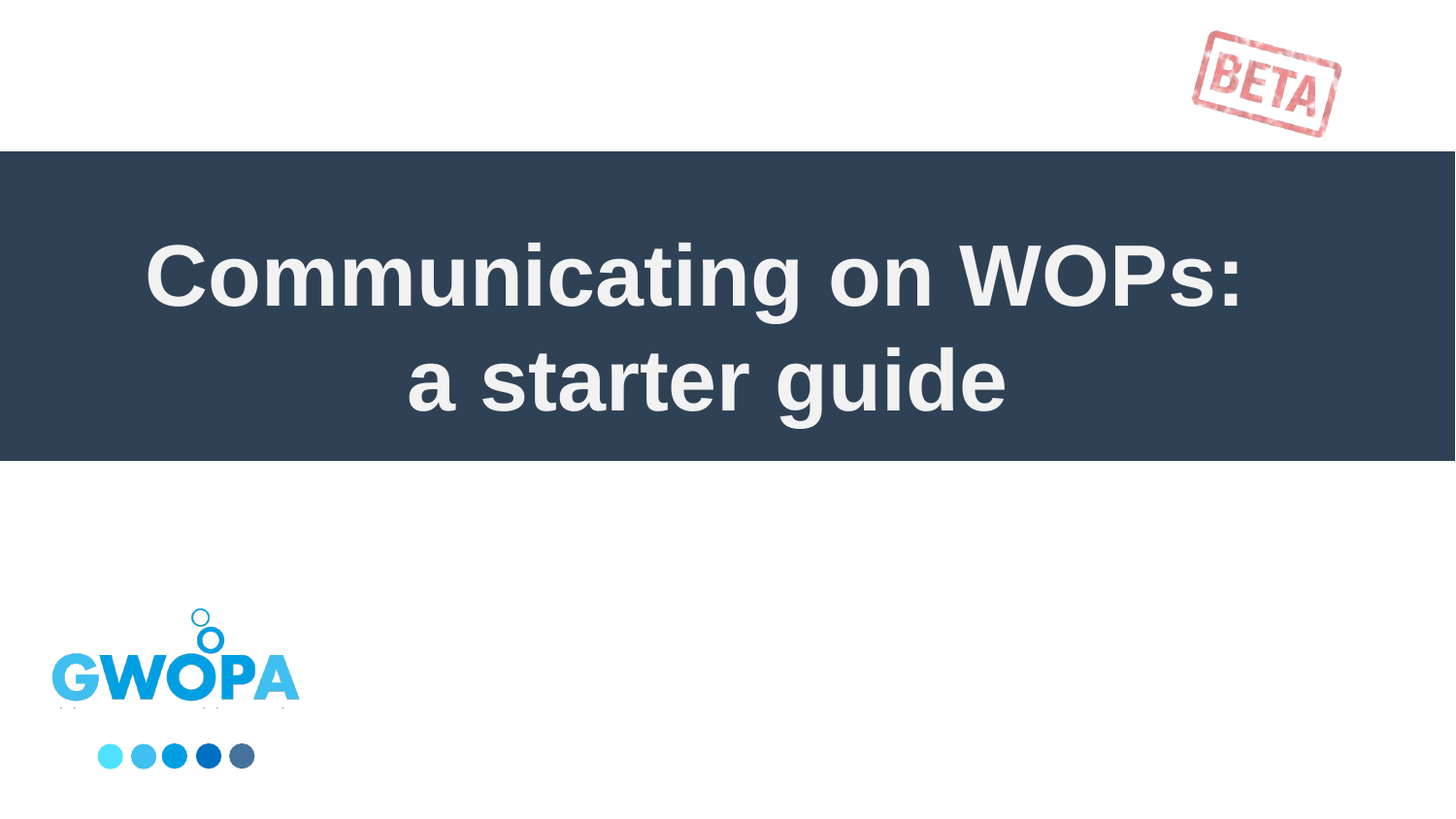BETA

# Communicating on WOPs: a starter guide

GWOPA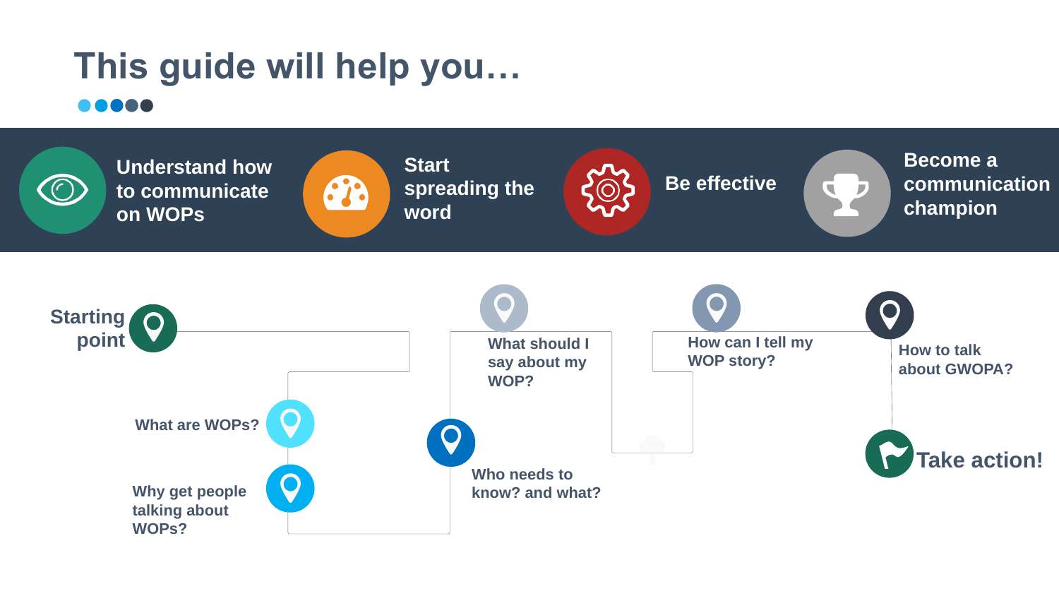# This guide will help you…

- Understand how to communicate on WOPs
- Start spreading the word
- Be effective
- Become a communication champion

Starting point

What are WOPs?

Why get people talking about WOPs?

Who needs to know? and what?

What should I say about my WOP?

How can I tell my WOP story?

How to talk about GWOPA?

Take action!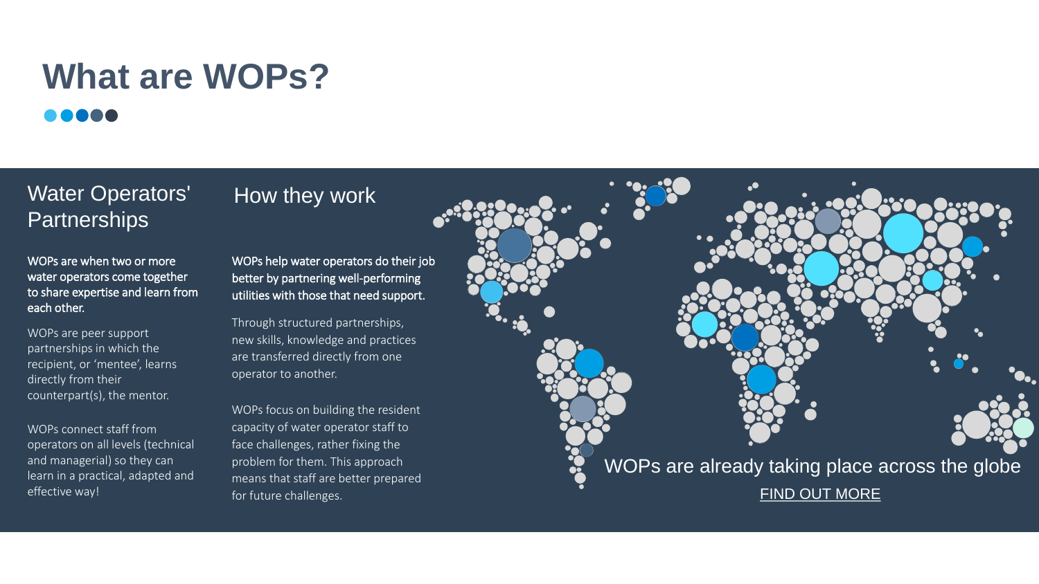# What are WOPs?

## Water Operators' Partnerships

**WOPs are when two or more water operators come together to share expertise and learn from each other.**

WOPs are peer support partnerships in which the recipient, or 'mentee', learns directly from their counterpart(s), the mentor.

WOPs connect staff from operators on all levels (technical and managerial) so they can learn in a practical, adapted and effective way!

## How they work

**WOPs help water operators do their job better by partnering well-performing utilities with those that need support.**

Through structured partnerships, new skills, knowledge and practices are transferred directly from one operator to another.

WOPs focus on building the resident capacity of water operator staff to face challenges, rather fixing the problem for them. This approach means that staff are better prepared for future challenges.

WOPs are already taking place across the globe

FIND OUT MORE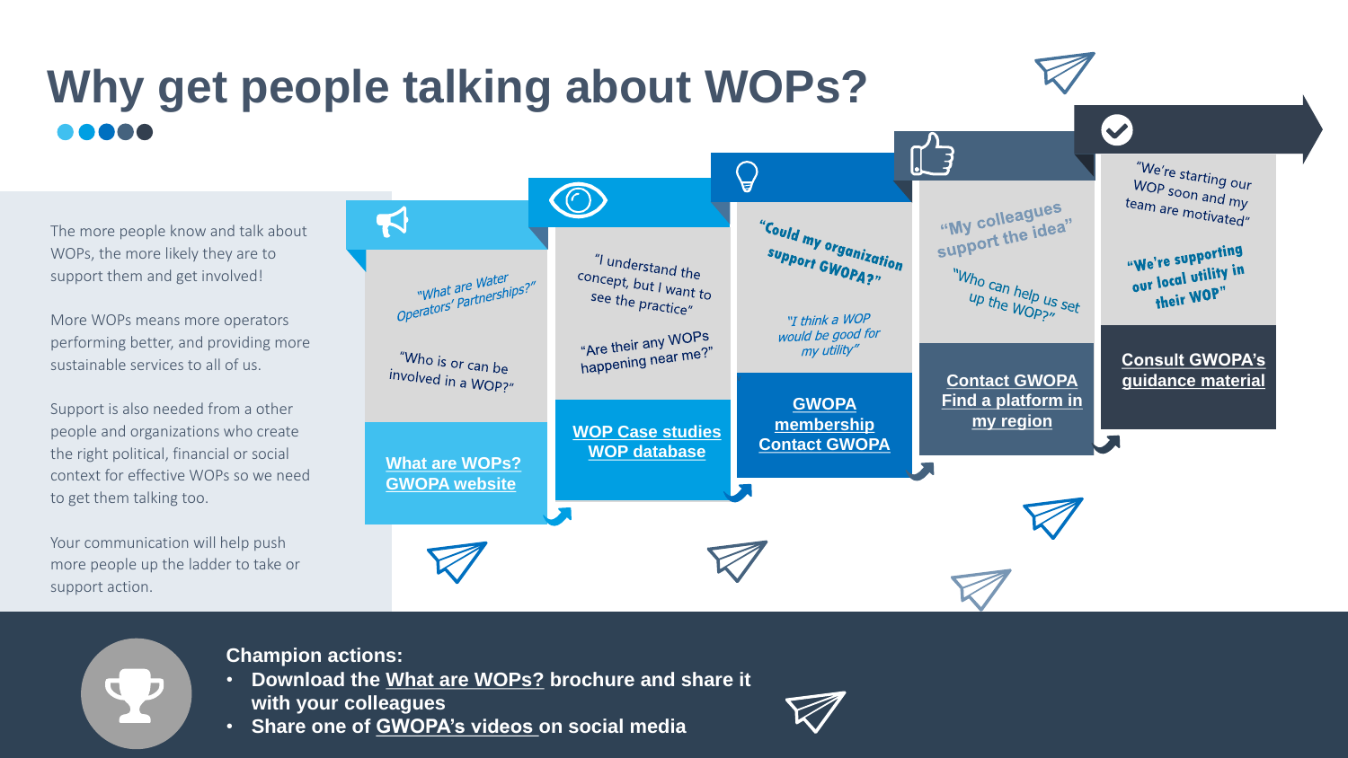# Why get people talking about WOPs?

The more people know and talk about WOPs, the more likely they are to support them and get involved!

More WOPs means more operators performing better, and providing more sustainable services to all of us.

Support is also needed from a other people and organizations who create the right political, financial or social context for effective WOPs so we need to get them talking too.

Your communication will help push more people up the ladder to take or support action.

"What are Water Operators' Partnerships?"

"Who is or can be involved in a WOP?"

**What are WOPs?**
**GWOPA website**

"I understand the concept, but I want to see the practice"

"Are their any WOPs happening near me?"

**WOP Case studies**
**WOP database**

"Could my organization support GWOPA?"

*"I think a WOP would be good for my utility"*

**GWOPA membership**
**Contact GWOPA**

"My colleagues support the idea"

"Who can help us set up the WOP?"

**Contact GWOPA**
**Find a platform in my region**

"We're starting our WOP soon and my team are motivated"

"We're supporting our local utility in their WOP"

**Consult GWOPA's guidance material**

**Champion actions:**

- **Download the What are WOPs? brochure and share it with your colleagues**
- **Share one of GWOPA's videos on social media**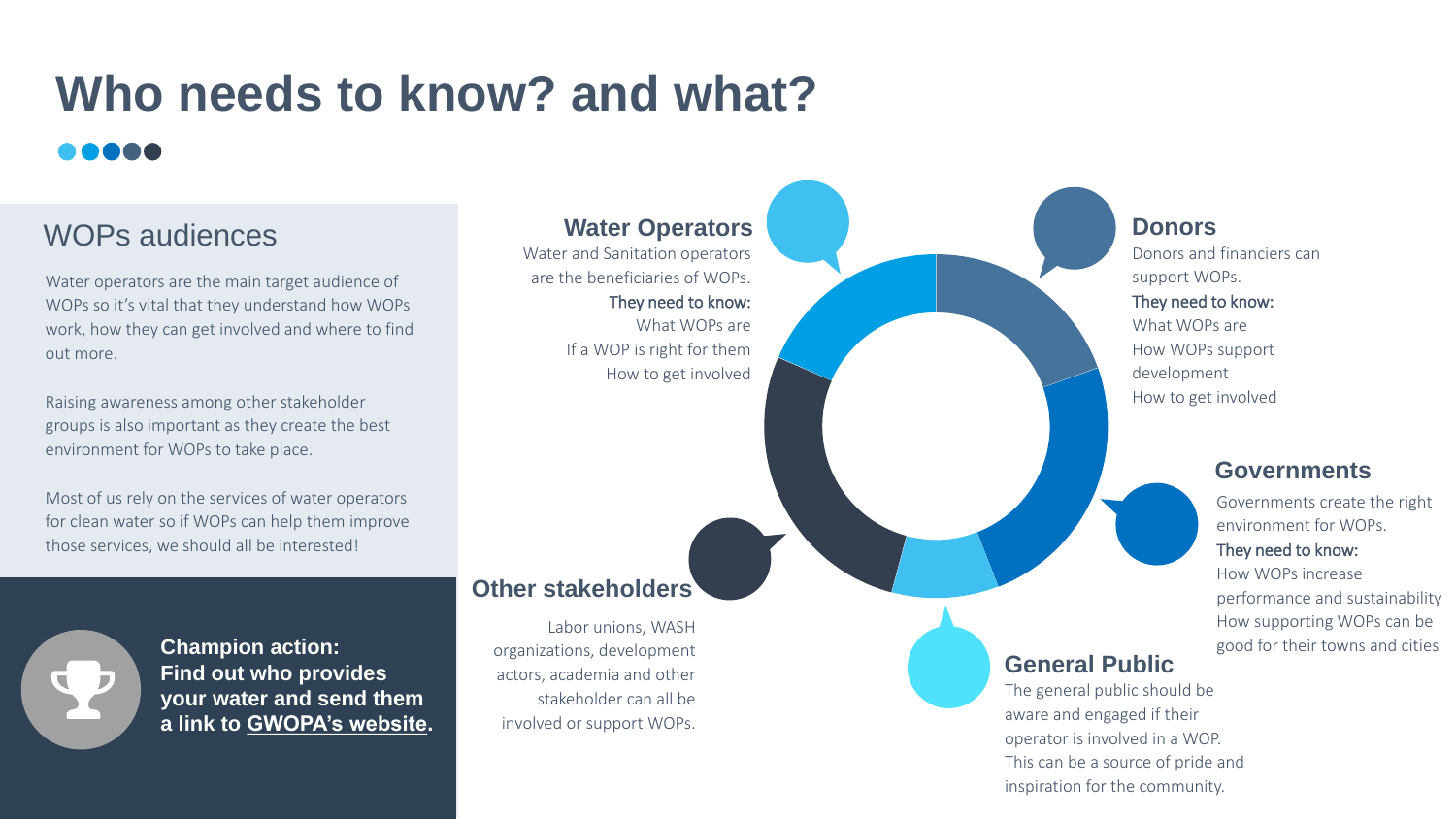# Who needs to know? and what?

## WOPs audiences

Water operators are the main target audience of WOPs so it's vital that they understand how WOPs work, how they can get involved and where to find out more.

Raising awareness among other stakeholder groups is also important as they create the best environment for WOPs to take place.

Most of us rely on the services of water operators for clean water so if WOPs can help them improve those services, we should all be interested!

**Champion action:**
**Find out who provides your water and send them a link to GWOPA's website.**

### Water Operators

Water and Sanitation operators are the beneficiaries of WOPs.

They need to know:

- What WOPs are
- If a WOP is right for them
- How to get involved

### Donors

Donors and financiers can support WOPs.

They need to know:

- What WOPs are
- How WOPs support development
- How to get involved

### Governments

Governments create the right environment for WOPs.

They need to know:

- How WOPs increase performance and sustainability
- How supporting WOPs can be good for their towns and cities

### General Public

The general public should be aware and engaged if their operator is involved in a WOP. This can be a source of pride and inspiration for the community.

### Other stakeholders

Labor unions, WASH organizations, development actors, academia and other stakeholder can all be involved or support WOPs.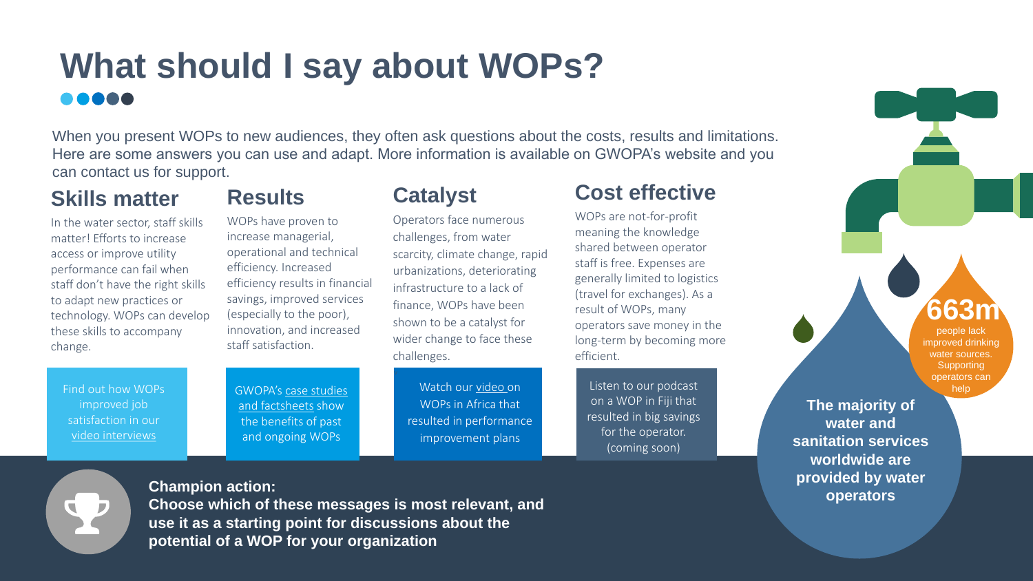# What should I say about WOPs?

When you present WOPs to new audiences, they often ask questions about the costs, results and limitations. Here are some answers you can use and adapt. More information is available on GWOPA's website and you can contact us for support.

## Skills matter

In the water sector, staff skills matter! Efforts to increase access or improve utility performance can fail when staff don't have the right skills to adapt new practices or technology. WOPs can develop these skills to accompany change.

Find out how WOPs improved job satisfaction in our video interviews

## Results

WOPs have proven to increase managerial, operational and technical efficiency. Increased efficiency results in financial savings, improved services (especially to the poor), innovation, and increased staff satisfaction.

GWOPA's case studies and factsheets show the benefits of past and ongoing WOPs

## Catalyst

Operators face numerous challenges, from water scarcity, climate change, rapid urbanizations, deteriorating infrastructure to a lack of finance, WOPs have been shown to be a catalyst for wider change to face these challenges.

Watch our video on WOPs in Africa that resulted in performance improvement plans

## Cost effective

WOPs are not-for-profit meaning the knowledge shared between operator staff is free. Expenses are generally limited to logistics (travel for exchanges). As a result of WOPs, many operators save money in the long-term by becoming more efficient.

Listen to our podcast on a WOP in Fiji that resulted in big savings for the operator. (coming soon)

**663m** people lack improved drinking water sources. Supporting operators can help

**The majority of water and sanitation services worldwide are provided by water operators**

**Champion action:**
**Choose which of these messages is most relevant, and use it as a starting point for discussions about the potential of a WOP for your organization**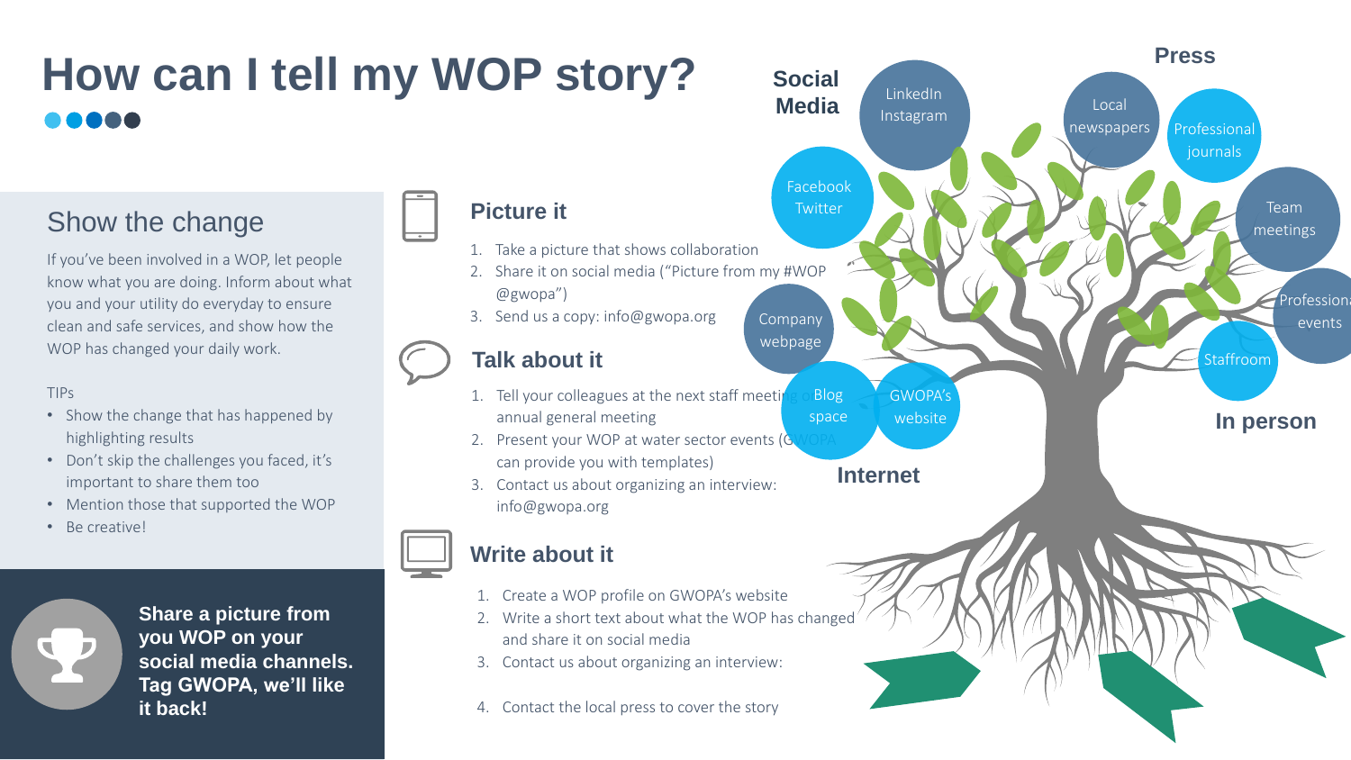# How can I tell my WOP story?

## Show the change

If you've been involved in a WOP, let people know what you are doing. Inform about what you and your utility do everyday to ensure clean and safe services, and show how the WOP has changed your daily work.

TIPs

- Show the change that has happened by highlighting results
- Don't skip the challenges you faced, it's important to share them too
- Mention those that supported the WOP
- Be creative!

**Share a picture from you WOP on your social media channels. Tag GWOPA, we'll like it back!**

### Picture it

1. Take a picture that shows collaboration
2. Share it on social media ("Picture from my #WOP @gwopa")
3. Send us a copy: info@gwopa.org

### Talk about it

1. Tell your colleagues at the next staff meeting or annual general meeting
2. Present your WOP at water sector events (GWOPA can provide you with templates)
3. Contact us about organizing an interview: info@gwopa.org

### Write about it

1. Create a WOP profile on GWOPA's website
2. Write a short text about what the WOP has changed and share it on social media
3. Contact us about organizing an interview:
4. Contact the local press to cover the story

**Social Media**: LinkedIn Instagram; Facebook Twitter; Company webpage

**Press**: Local newspapers; Professional journals

**Internet**: Blog space; GWOPA's website

**In person**: Team meetings; Professional events; Staffroom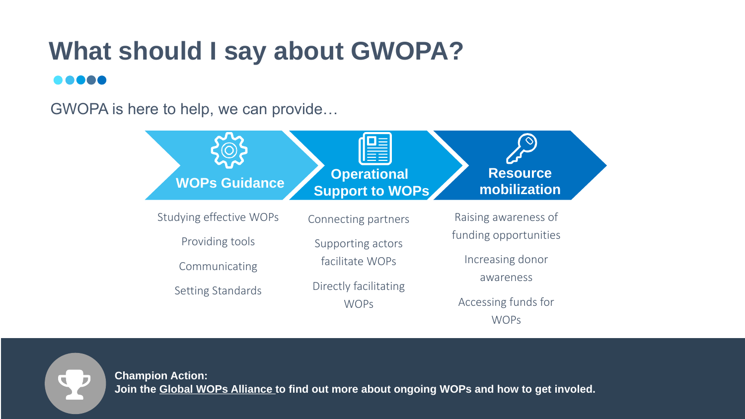# What should I say about GWOPA?

GWOPA is here to help, we can provide…

### WOPs Guidance

- Studying effective WOPs
- Providing tools
- Communicating
- Setting Standards

### Operational Support to WOPs

- Connecting partners
- Supporting actors facilitate WOPs
- Directly facilitating WOPs

### Resource mobilization

- Raising awareness of funding opportunities
- Increasing donor awareness
- Accessing funds for WOPs

**Champion Action:**
**Join the Global WOPs Alliance to find out more about ongoing WOPs and how to get inveloed.**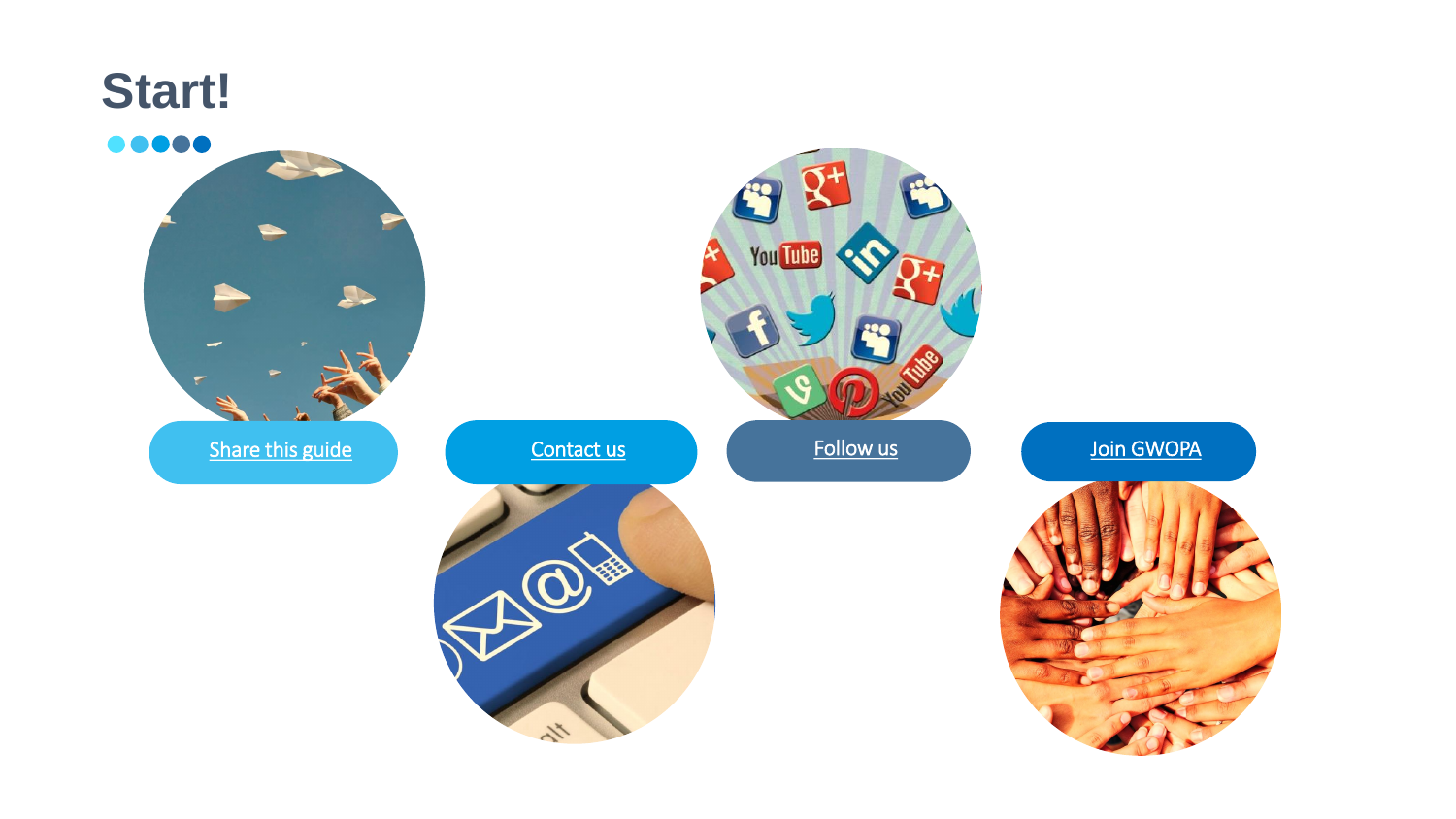# Start!

Share this guide

Contact us

Follow us

Join GWOPA